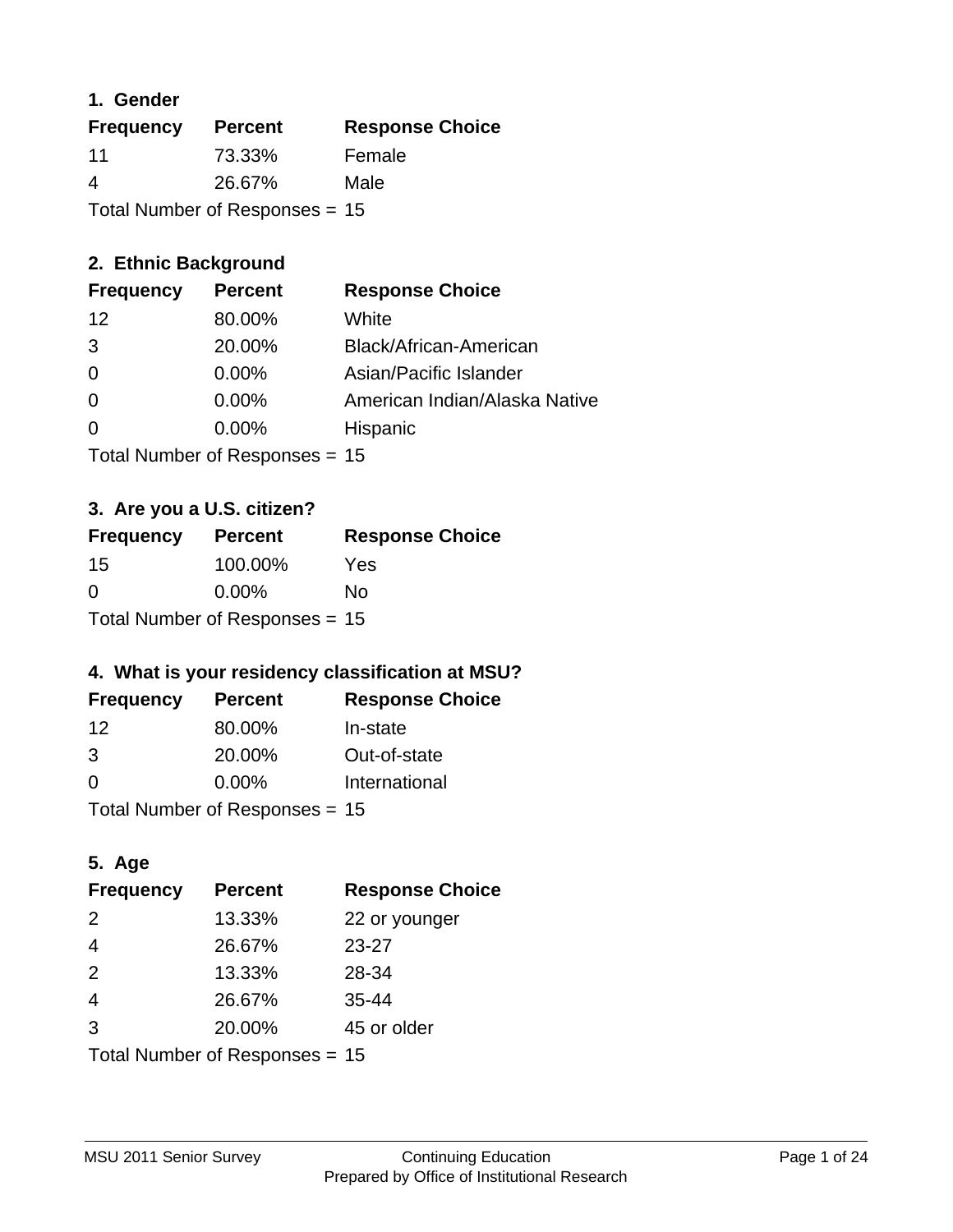## 1. Gender

| Frequency | Percent | Response Choice |
|---|---|---|
| 11 | 73.33% | Female |
| 4 | 26.67% | Male |

Total Number of Responses = 15

## 2. Ethnic Background

| Frequency | Percent | Response Choice |
|---|---|---|
| 12 | 80.00% | White |
| 3 | 20.00% | Black/African-American |
| 0 | 0.00% | Asian/Pacific Islander |
| 0 | 0.00% | American Indian/Alaska Native |
| 0 | 0.00% | Hispanic |

Total Number of Responses = 15

## 3. Are you a U.S. citizen?

| Frequency | Percent | Response Choice |
|---|---|---|
| 15 | 100.00% | Yes |
| 0 | 0.00% | No |

Total Number of Responses = 15

## 4. What is your residency classification at MSU?

| Frequency | Percent | Response Choice |
|---|---|---|
| 12 | 80.00% | In-state |
| 3 | 20.00% | Out-of-state |
| 0 | 0.00% | International |

Total Number of Responses = 15

## 5. Age

| Frequency | Percent | Response Choice |
|---|---|---|
| 2 | 13.33% | 22 or younger |
| 4 | 26.67% | 23-27 |
| 2 | 13.33% | 28-34 |
| 4 | 26.67% | 35-44 |
| 3 | 20.00% | 45 or older |

Total Number of Responses = 15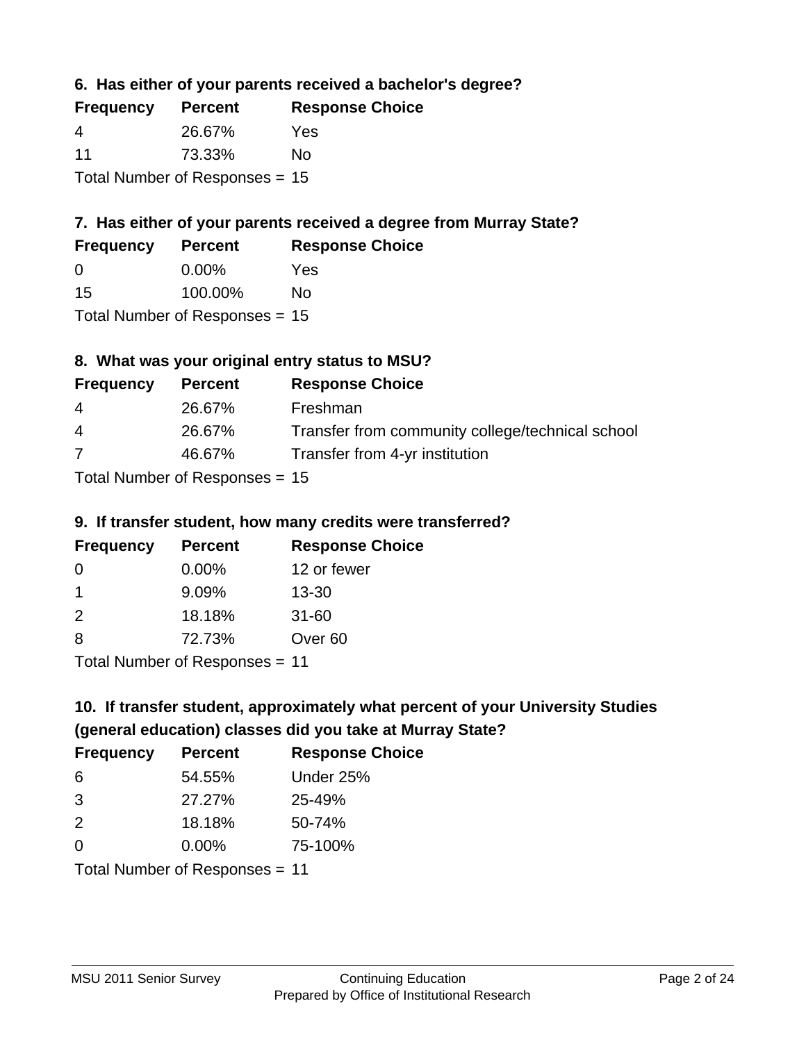### 6. Has either of your parents received a bachelor's degree?

| Frequency | Percent | Response Choice |
| --- | --- | --- |
| 4 | 26.67% | Yes |
| 11 | 73.33% | No |

Total Number of Responses = 15

### 7. Has either of your parents received a degree from Murray State?

| Frequency | Percent | Response Choice |
| --- | --- | --- |
| 0 | 0.00% | Yes |
| 15 | 100.00% | No |

Total Number of Responses = 15

### 8. What was your original entry status to MSU?

| Frequency | Percent | Response Choice |
| --- | --- | --- |
| 4 | 26.67% | Freshman |
| 4 | 26.67% | Transfer from community college/technical school |
| 7 | 46.67% | Transfer from 4-yr institution |

Total Number of Responses = 15

### 9. If transfer student, how many credits were transferred?

| Frequency | Percent | Response Choice |
| --- | --- | --- |
| 0 | 0.00% | 12 or fewer |
| 1 | 9.09% | 13-30 |
| 2 | 18.18% | 31-60 |
| 8 | 72.73% | Over 60 |

Total Number of Responses = 11

### 10. If transfer student, approximately what percent of your University Studies (general education) classes did you take at Murray State?

| Frequency | Percent | Response Choice |
| --- | --- | --- |
| 6 | 54.55% | Under 25% |
| 3 | 27.27% | 25-49% |
| 2 | 18.18% | 50-74% |
| 0 | 0.00% | 75-100% |

Total Number of Responses = 11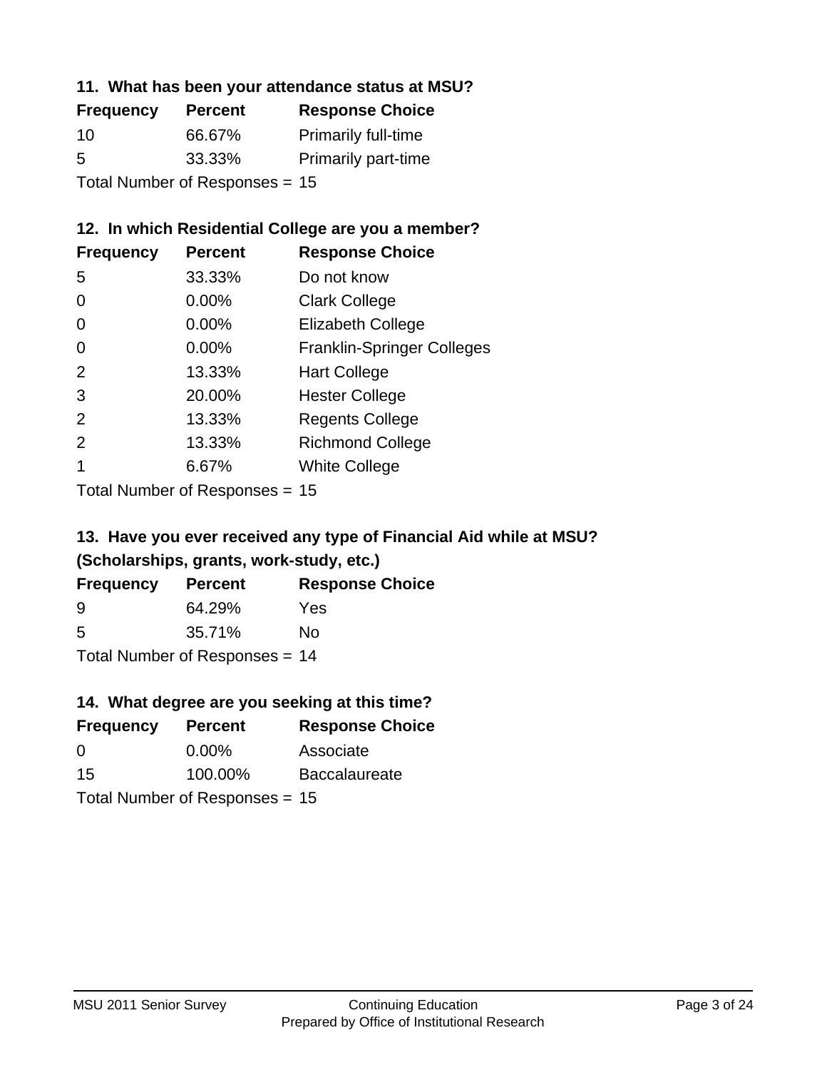### 11. What has been your attendance status at MSU?

| Frequency | Percent | Response Choice |
|---|---|---|
| 10 | 66.67% | Primarily full-time |
| 5 | 33.33% | Primarily part-time |

Total Number of Responses = 15

### 12. In which Residential College are you a member?

| Frequency | Percent | Response Choice |
|---|---|---|
| 5 | 33.33% | Do not know |
| 0 | 0.00% | Clark College |
| 0 | 0.00% | Elizabeth College |
| 0 | 0.00% | Franklin-Springer Colleges |
| 2 | 13.33% | Hart College |
| 3 | 20.00% | Hester College |
| 2 | 13.33% | Regents College |
| 2 | 13.33% | Richmond College |
| 1 | 6.67% | White College |

Total Number of Responses = 15

### 13. Have you ever received any type of Financial Aid while at MSU? (Scholarships, grants, work-study, etc.)

| Frequency | Percent | Response Choice |
|---|---|---|
| 9 | 64.29% | Yes |
| 5 | 35.71% | No |

Total Number of Responses = 14

### 14. What degree are you seeking at this time?

| Frequency | Percent | Response Choice |
|---|---|---|
| 0 | 0.00% | Associate |
| 15 | 100.00% | Baccalaureate |

Total Number of Responses = 15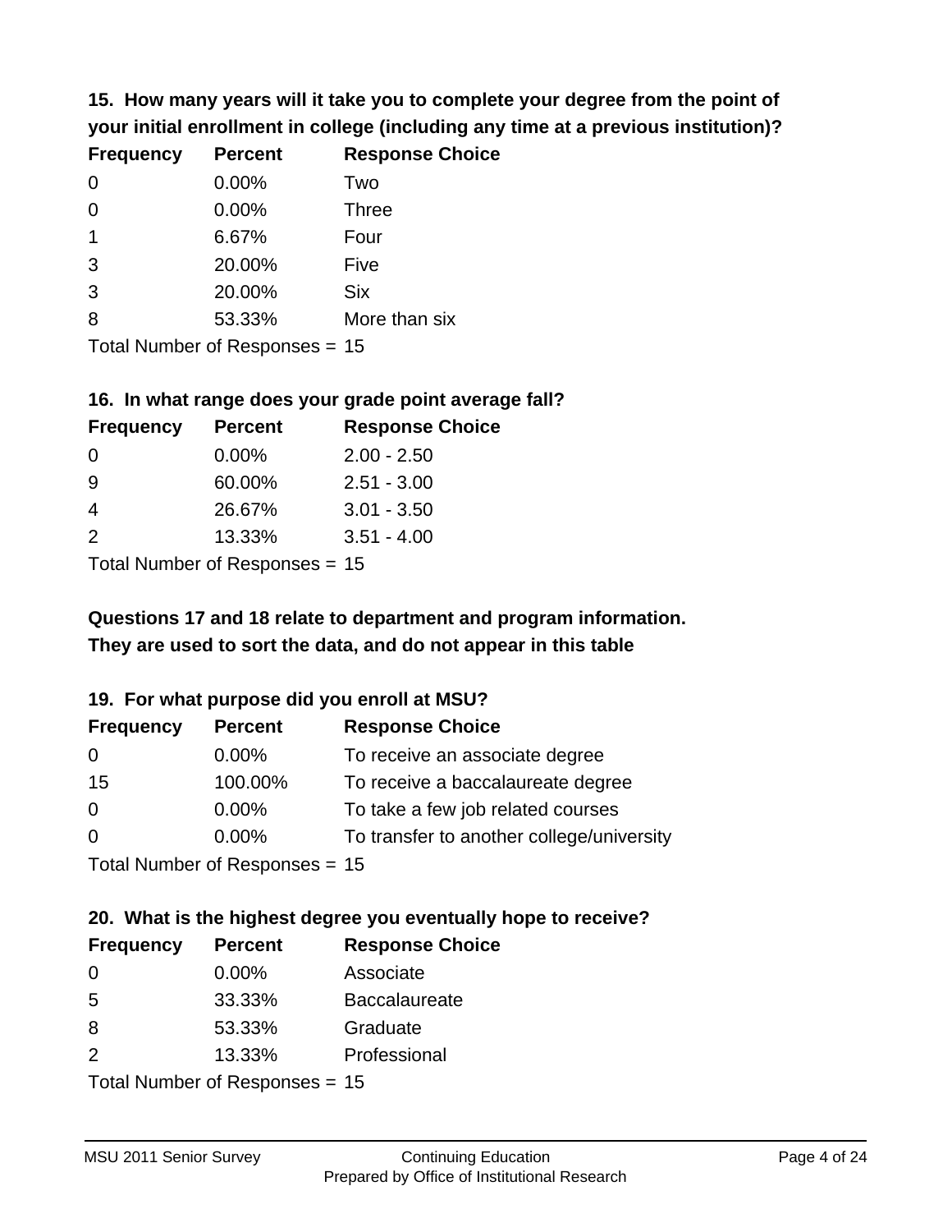**15. How many years will it take you to complete your degree from the point of your initial enrollment in college (including any time at a previous institution)?**

| Frequency | Percent | Response Choice |
|---|---|---|
| 0 | 0.00% | Two |
| 0 | 0.00% | Three |
| 1 | 6.67% | Four |
| 3 | 20.00% | Five |
| 3 | 20.00% | Six |
| 8 | 53.33% | More than six |

Total Number of Responses = 15

**16. In what range does your grade point average fall?**

| Frequency | Percent | Response Choice |
|---|---|---|
| 0 | 0.00% | 2.00 - 2.50 |
| 9 | 60.00% | 2.51 - 3.00 |
| 4 | 26.67% | 3.01 - 3.50 |
| 2 | 13.33% | 3.51 - 4.00 |

Total Number of Responses = 15

**Questions 17 and 18 relate to department and program information. They are used to sort the data, and do not appear in this table**

**19. For what purpose did you enroll at MSU?**

| Frequency | Percent | Response Choice |
|---|---|---|
| 0 | 0.00% | To receive an associate degree |
| 15 | 100.00% | To receive a baccalaureate degree |
| 0 | 0.00% | To take a few job related courses |
| 0 | 0.00% | To transfer to another college/university |

Total Number of Responses = 15

**20. What is the highest degree you eventually hope to receive?**

| Frequency | Percent | Response Choice |
|---|---|---|
| 0 | 0.00% | Associate |
| 5 | 33.33% | Baccalaureate |
| 8 | 53.33% | Graduate |
| 2 | 13.33% | Professional |

Total Number of Responses = 15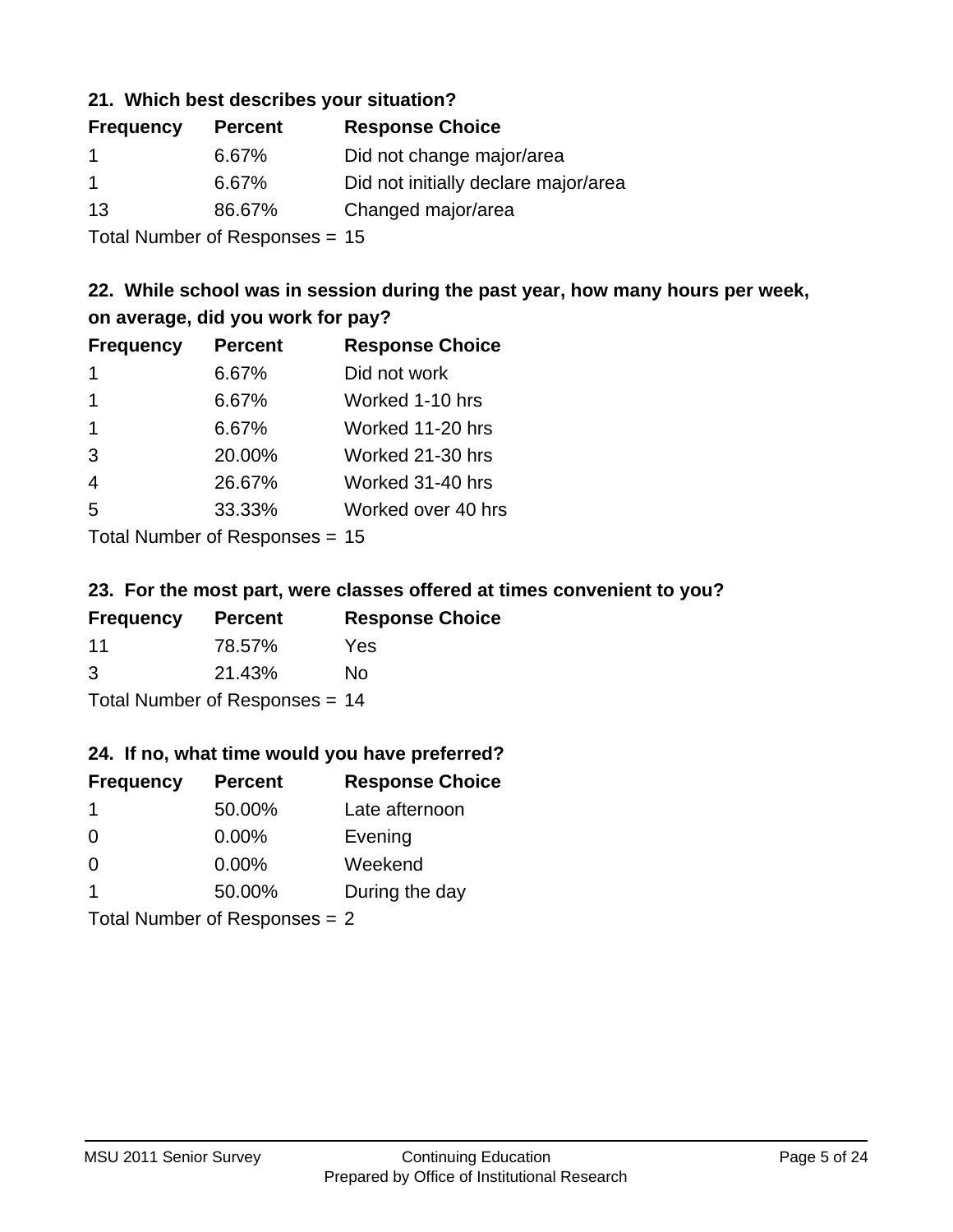### 21. Which best describes your situation?

| Frequency | Percent | Response Choice |
| --- | --- | --- |
| 1 | 6.67% | Did not change major/area |
| 1 | 6.67% | Did not initially declare major/area |
| 13 | 86.67% | Changed major/area |

Total Number of Responses = 15

### 22. While school was in session during the past year, how many hours per week, on average, did you work for pay?

| Frequency | Percent | Response Choice |
| --- | --- | --- |
| 1 | 6.67% | Did not work |
| 1 | 6.67% | Worked 1-10 hrs |
| 1 | 6.67% | Worked 11-20 hrs |
| 3 | 20.00% | Worked 21-30 hrs |
| 4 | 26.67% | Worked 31-40 hrs |
| 5 | 33.33% | Worked over 40 hrs |

Total Number of Responses = 15

### 23. For the most part, were classes offered at times convenient to you?

| Frequency | Percent | Response Choice |
| --- | --- | --- |
| 11 | 78.57% | Yes |
| 3 | 21.43% | No |

Total Number of Responses = 14

### 24. If no, what time would you have preferred?

| Frequency | Percent | Response Choice |
| --- | --- | --- |
| 1 | 50.00% | Late afternoon |
| 0 | 0.00% | Evening |
| 0 | 0.00% | Weekend |
| 1 | 50.00% | During the day |

Total Number of Responses = 2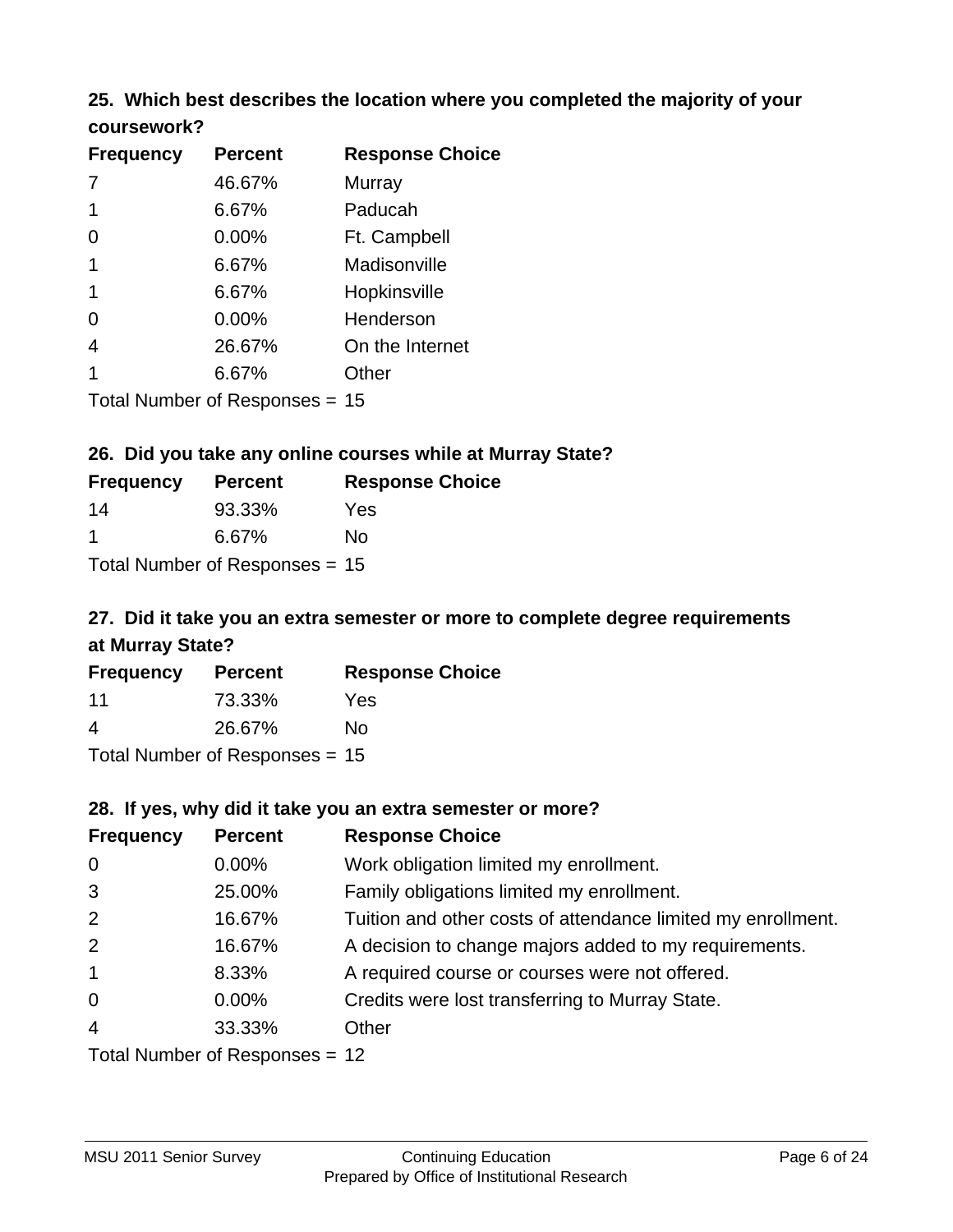### 25. Which best describes the location where you completed the majority of your coursework?

| Frequency | Percent | Response Choice |
|---|---|---|
| 7 | 46.67% | Murray |
| 1 | 6.67% | Paducah |
| 0 | 0.00% | Ft. Campbell |
| 1 | 6.67% | Madisonville |
| 1 | 6.67% | Hopkinsville |
| 0 | 0.00% | Henderson |
| 4 | 26.67% | On the Internet |
| 1 | 6.67% | Other |

Total Number of Responses = 15

### 26. Did you take any online courses while at Murray State?

| Frequency | Percent | Response Choice |
|---|---|---|
| 14 | 93.33% | Yes |
| 1 | 6.67% | No |

Total Number of Responses = 15

### 27. Did it take you an extra semester or more to complete degree requirements at Murray State?

| Frequency | Percent | Response Choice |
|---|---|---|
| 11 | 73.33% | Yes |
| 4 | 26.67% | No |

Total Number of Responses = 15

### 28. If yes, why did it take you an extra semester or more?

| Frequency | Percent | Response Choice |
|---|---|---|
| 0 | 0.00% | Work obligation limited my enrollment. |
| 3 | 25.00% | Family obligations limited my enrollment. |
| 2 | 16.67% | Tuition and other costs of attendance limited my enrollment. |
| 2 | 16.67% | A decision to change majors added to my requirements. |
| 1 | 8.33% | A required course or courses were not offered. |
| 0 | 0.00% | Credits were lost transferring to Murray State. |
| 4 | 33.33% | Other |

Total Number of Responses = 12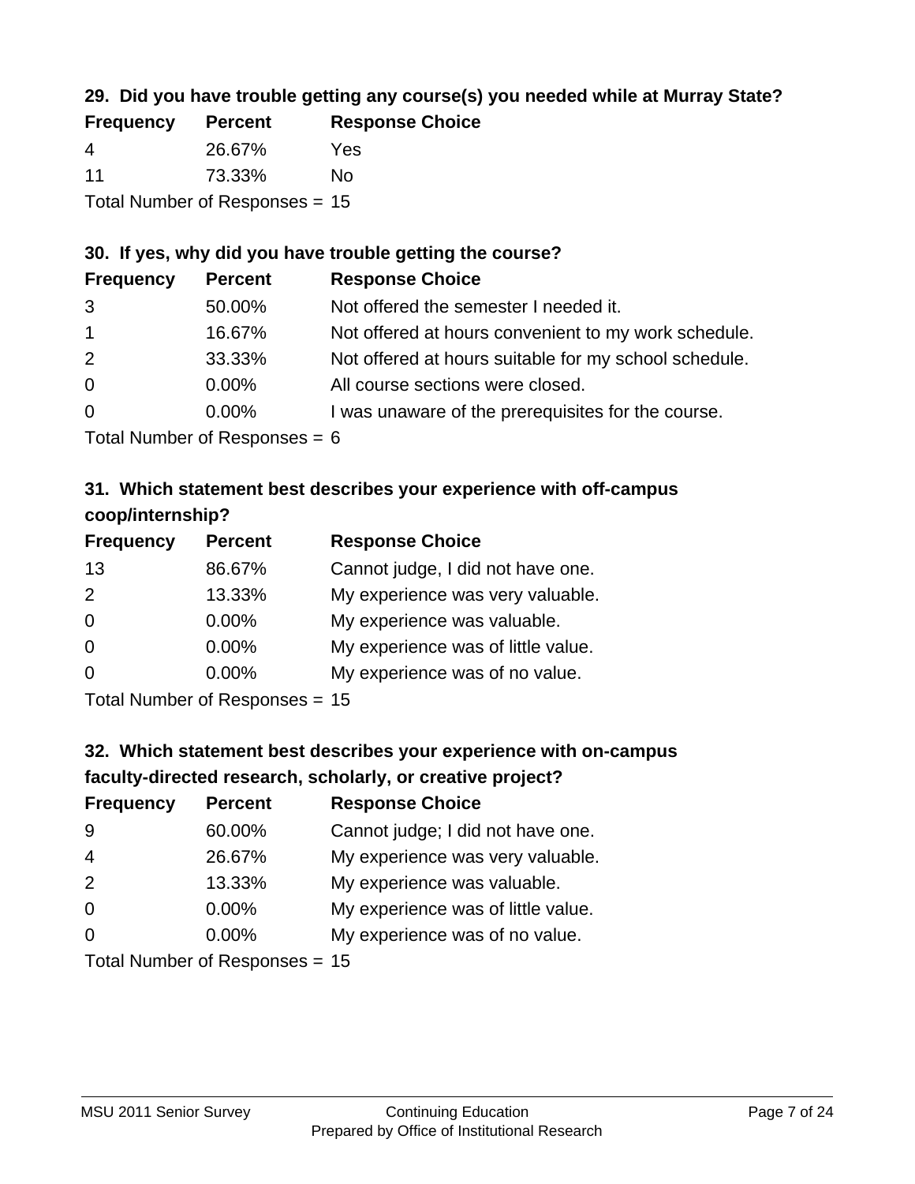### 29. Did you have trouble getting any course(s) you needed while at Murray State?

| Frequency | Percent | Response Choice |
|---|---|---|
| 4 | 26.67% | Yes |
| 11 | 73.33% | No |

Total Number of Responses = 15

### 30. If yes, why did you have trouble getting the course?

| Frequency | Percent | Response Choice |
|---|---|---|
| 3 | 50.00% | Not offered the semester I needed it. |
| 1 | 16.67% | Not offered at hours convenient to my work schedule. |
| 2 | 33.33% | Not offered at hours suitable for my school schedule. |
| 0 | 0.00% | All course sections were closed. |
| 0 | 0.00% | I was unaware of the prerequisites for the course. |

Total Number of Responses = 6

### 31. Which statement best describes your experience with off-campus coop/internship?

| Frequency | Percent | Response Choice |
|---|---|---|
| 13 | 86.67% | Cannot judge, I did not have one. |
| 2 | 13.33% | My experience was very valuable. |
| 0 | 0.00% | My experience was valuable. |
| 0 | 0.00% | My experience was of little value. |
| 0 | 0.00% | My experience was of no value. |

Total Number of Responses = 15

### 32. Which statement best describes your experience with on-campus faculty-directed research, scholarly, or creative project?

| Frequency | Percent | Response Choice |
|---|---|---|
| 9 | 60.00% | Cannot judge; I did not have one. |
| 4 | 26.67% | My experience was very valuable. |
| 2 | 13.33% | My experience was valuable. |
| 0 | 0.00% | My experience was of little value. |
| 0 | 0.00% | My experience was of no value. |

Total Number of Responses = 15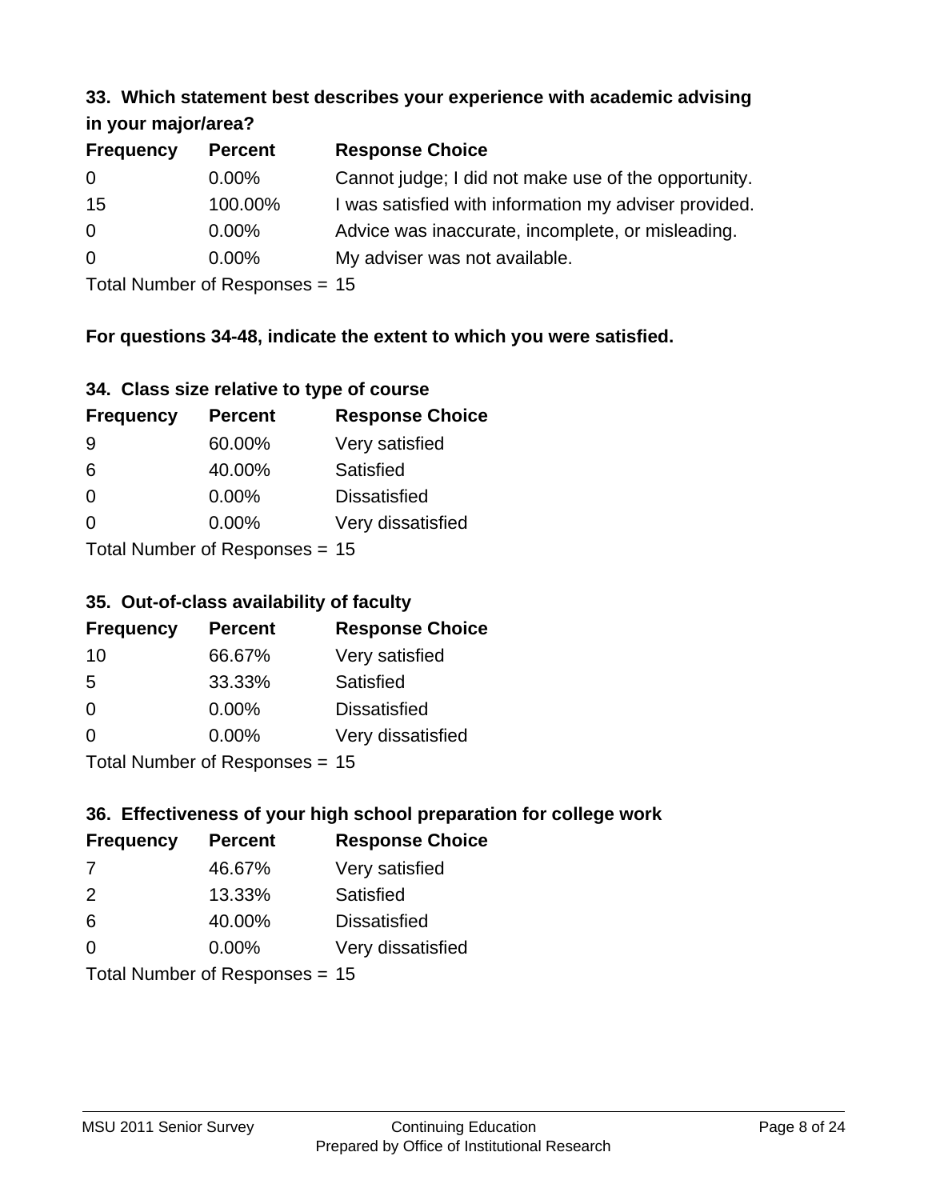### 33. Which statement best describes your experience with academic advising in your major/area?

| Frequency | Percent | Response Choice |
|---|---|---|
| 0 | 0.00% | Cannot judge; I did not make use of the opportunity. |
| 15 | 100.00% | I was satisfied with information my adviser provided. |
| 0 | 0.00% | Advice was inaccurate, incomplete, or misleading. |
| 0 | 0.00% | My adviser was not available. |

Total Number of Responses = 15

**For questions 34-48, indicate the extent to which you were satisfied.**

### 34. Class size relative to type of course

| Frequency | Percent | Response Choice |
|---|---|---|
| 9 | 60.00% | Very satisfied |
| 6 | 40.00% | Satisfied |
| 0 | 0.00% | Dissatisfied |
| 0 | 0.00% | Very dissatisfied |

Total Number of Responses = 15

### 35. Out-of-class availability of faculty

| Frequency | Percent | Response Choice |
|---|---|---|
| 10 | 66.67% | Very satisfied |
| 5 | 33.33% | Satisfied |
| 0 | 0.00% | Dissatisfied |
| 0 | 0.00% | Very dissatisfied |

Total Number of Responses = 15

### 36. Effectiveness of your high school preparation for college work

| Frequency | Percent | Response Choice |
|---|---|---|
| 7 | 46.67% | Very satisfied |
| 2 | 13.33% | Satisfied |
| 6 | 40.00% | Dissatisfied |
| 0 | 0.00% | Very dissatisfied |

Total Number of Responses = 15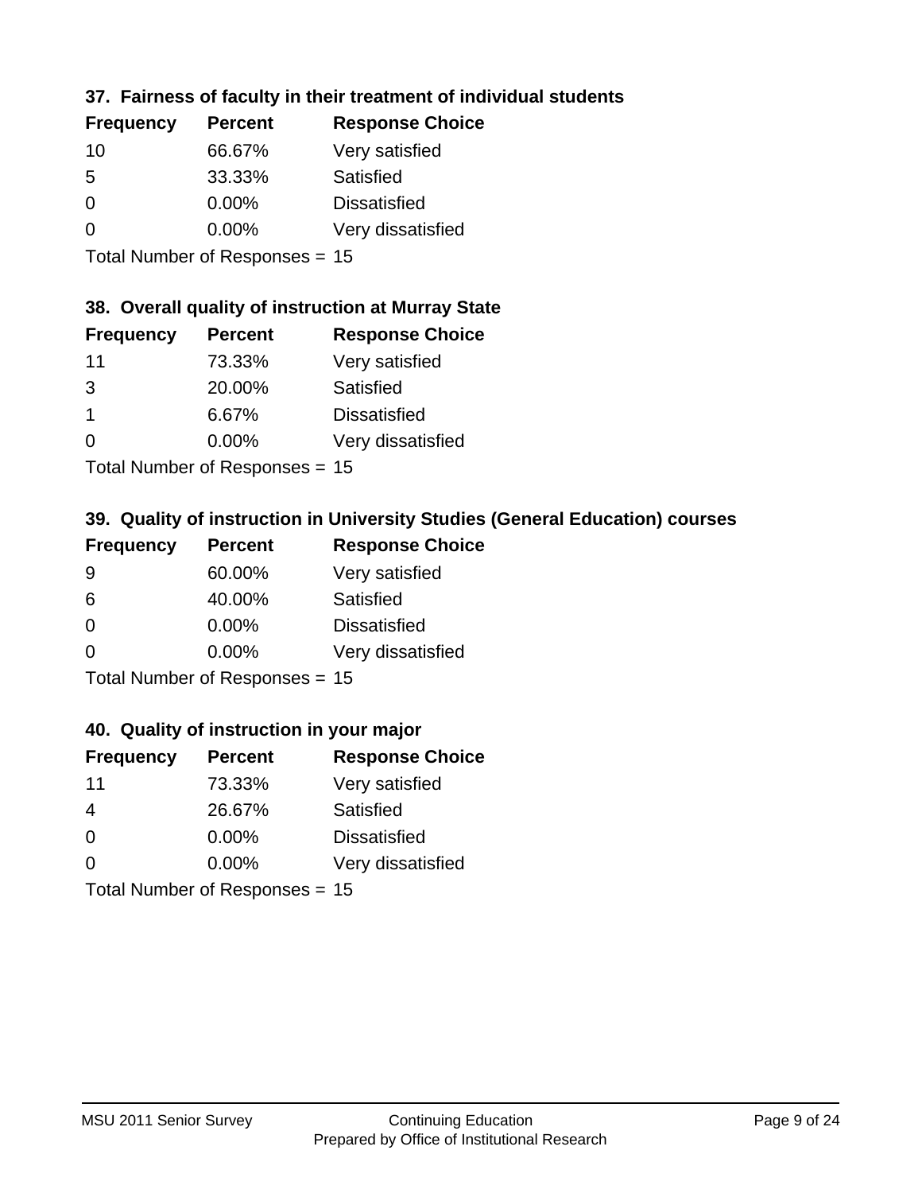### 37. Fairness of faculty in their treatment of individual students

| Frequency | Percent | Response Choice |
|---|---|---|
| 10 | 66.67% | Very satisfied |
| 5 | 33.33% | Satisfied |
| 0 | 0.00% | Dissatisfied |
| 0 | 0.00% | Very dissatisfied |

Total Number of Responses = 15

### 38. Overall quality of instruction at Murray State

| Frequency | Percent | Response Choice |
|---|---|---|
| 11 | 73.33% | Very satisfied |
| 3 | 20.00% | Satisfied |
| 1 | 6.67% | Dissatisfied |
| 0 | 0.00% | Very dissatisfied |

Total Number of Responses = 15

### 39. Quality of instruction in University Studies (General Education) courses

| Frequency | Percent | Response Choice |
|---|---|---|
| 9 | 60.00% | Very satisfied |
| 6 | 40.00% | Satisfied |
| 0 | 0.00% | Dissatisfied |
| 0 | 0.00% | Very dissatisfied |

Total Number of Responses = 15

### 40. Quality of instruction in your major

| Frequency | Percent | Response Choice |
|---|---|---|
| 11 | 73.33% | Very satisfied |
| 4 | 26.67% | Satisfied |
| 0 | 0.00% | Dissatisfied |
| 0 | 0.00% | Very dissatisfied |

Total Number of Responses = 15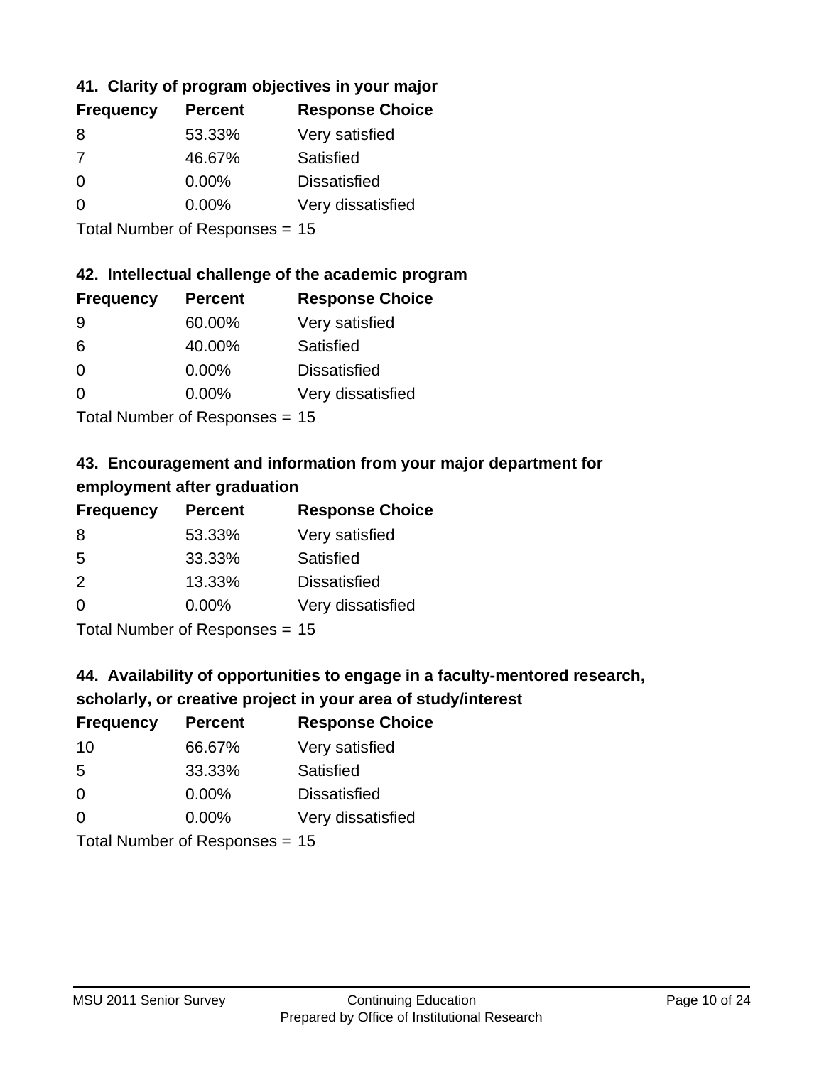### 41. Clarity of program objectives in your major

| Frequency | Percent | Response Choice |
|---|---|---|
| 8 | 53.33% | Very satisfied |
| 7 | 46.67% | Satisfied |
| 0 | 0.00% | Dissatisfied |
| 0 | 0.00% | Very dissatisfied |

Total Number of Responses = 15

### 42. Intellectual challenge of the academic program

| Frequency | Percent | Response Choice |
|---|---|---|
| 9 | 60.00% | Very satisfied |
| 6 | 40.00% | Satisfied |
| 0 | 0.00% | Dissatisfied |
| 0 | 0.00% | Very dissatisfied |

Total Number of Responses = 15

### 43. Encouragement and information from your major department for employment after graduation

| Frequency | Percent | Response Choice |
|---|---|---|
| 8 | 53.33% | Very satisfied |
| 5 | 33.33% | Satisfied |
| 2 | 13.33% | Dissatisfied |
| 0 | 0.00% | Very dissatisfied |

Total Number of Responses = 15

### 44. Availability of opportunities to engage in a faculty-mentored research, scholarly, or creative project in your area of study/interest

| Frequency | Percent | Response Choice |
|---|---|---|
| 10 | 66.67% | Very satisfied |
| 5 | 33.33% | Satisfied |
| 0 | 0.00% | Dissatisfied |
| 0 | 0.00% | Very dissatisfied |

Total Number of Responses = 15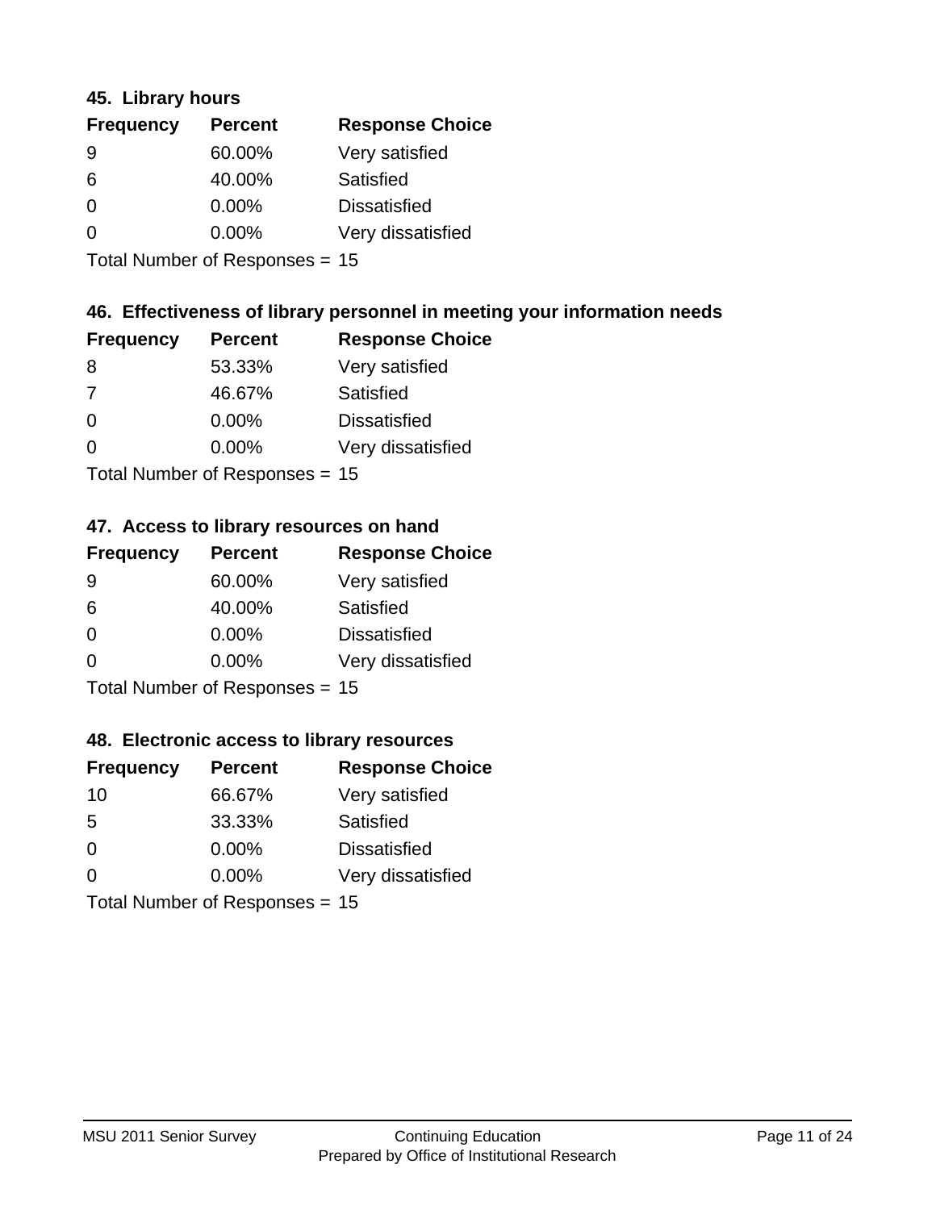### 45. Library hours

| Frequency | Percent | Response Choice |
|---|---|---|
| 9 | 60.00% | Very satisfied |
| 6 | 40.00% | Satisfied |
| 0 | 0.00% | Dissatisfied |
| 0 | 0.00% | Very dissatisfied |

Total Number of Responses = 15

### 46. Effectiveness of library personnel in meeting your information needs

| Frequency | Percent | Response Choice |
|---|---|---|
| 8 | 53.33% | Very satisfied |
| 7 | 46.67% | Satisfied |
| 0 | 0.00% | Dissatisfied |
| 0 | 0.00% | Very dissatisfied |

Total Number of Responses = 15

### 47. Access to library resources on hand

| Frequency | Percent | Response Choice |
|---|---|---|
| 9 | 60.00% | Very satisfied |
| 6 | 40.00% | Satisfied |
| 0 | 0.00% | Dissatisfied |
| 0 | 0.00% | Very dissatisfied |

Total Number of Responses = 15

### 48. Electronic access to library resources

| Frequency | Percent | Response Choice |
|---|---|---|
| 10 | 66.67% | Very satisfied |
| 5 | 33.33% | Satisfied |
| 0 | 0.00% | Dissatisfied |
| 0 | 0.00% | Very dissatisfied |

Total Number of Responses = 15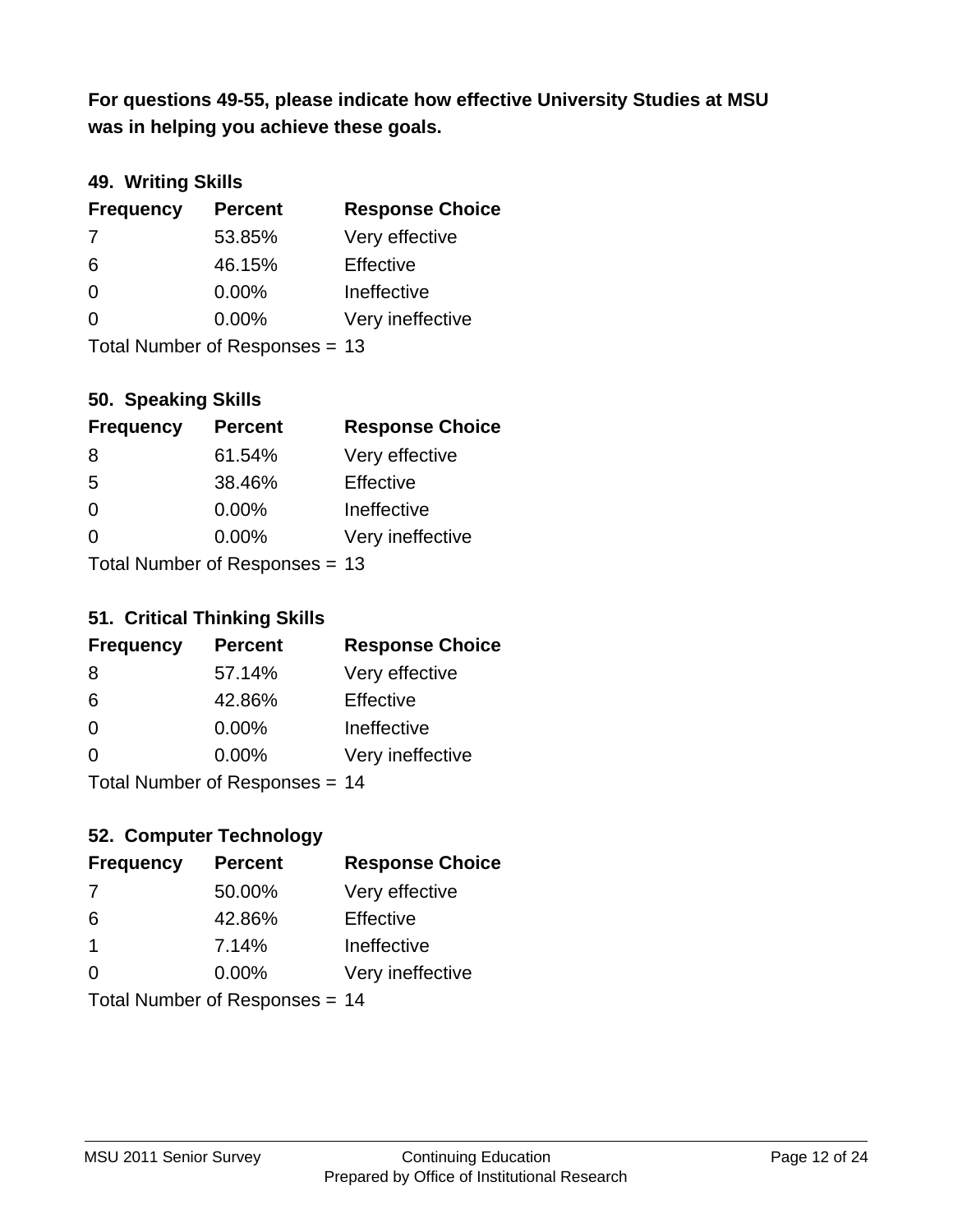**For questions 49-55, please indicate how effective University Studies at MSU was in helping you achieve these goals.**

### 49. Writing Skills

| Frequency | Percent | Response Choice |
|---|---|---|
| 7 | 53.85% | Very effective |
| 6 | 46.15% | Effective |
| 0 | 0.00% | Ineffective |
| 0 | 0.00% | Very ineffective |

Total Number of Responses = 13

### 50. Speaking Skills

| Frequency | Percent | Response Choice |
|---|---|---|
| 8 | 61.54% | Very effective |
| 5 | 38.46% | Effective |
| 0 | 0.00% | Ineffective |
| 0 | 0.00% | Very ineffective |

Total Number of Responses = 13

### 51. Critical Thinking Skills

| Frequency | Percent | Response Choice |
|---|---|---|
| 8 | 57.14% | Very effective |
| 6 | 42.86% | Effective |
| 0 | 0.00% | Ineffective |
| 0 | 0.00% | Very ineffective |

Total Number of Responses = 14

### 52. Computer Technology

| Frequency | Percent | Response Choice |
|---|---|---|
| 7 | 50.00% | Very effective |
| 6 | 42.86% | Effective |
| 1 | 7.14% | Ineffective |
| 0 | 0.00% | Very ineffective |

Total Number of Responses = 14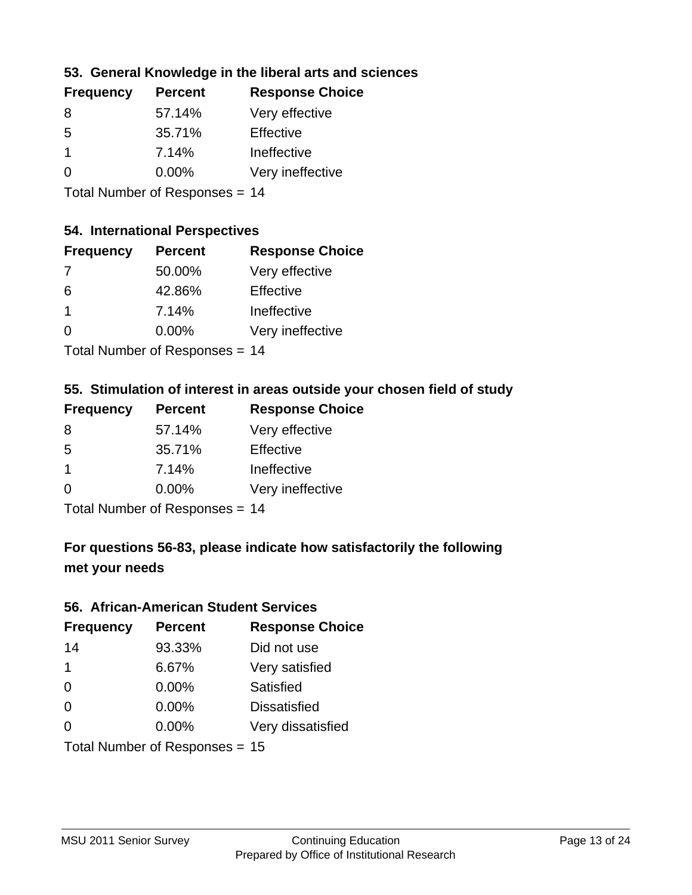### 53. General Knowledge in the liberal arts and sciences

| Frequency | Percent | Response Choice |
|---|---|---|
| 8 | 57.14% | Very effective |
| 5 | 35.71% | Effective |
| 1 | 7.14% | Ineffective |
| 0 | 0.00% | Very ineffective |

Total Number of Responses = 14

### 54. International Perspectives

| Frequency | Percent | Response Choice |
|---|---|---|
| 7 | 50.00% | Very effective |
| 6 | 42.86% | Effective |
| 1 | 7.14% | Ineffective |
| 0 | 0.00% | Very ineffective |

Total Number of Responses = 14

### 55. Stimulation of interest in areas outside your chosen field of study

| Frequency | Percent | Response Choice |
|---|---|---|
| 8 | 57.14% | Very effective |
| 5 | 35.71% | Effective |
| 1 | 7.14% | Ineffective |
| 0 | 0.00% | Very ineffective |

Total Number of Responses = 14

## For questions 56-83, please indicate how satisfactorily the following met your needs

### 56. African-American Student Services

| Frequency | Percent | Response Choice |
|---|---|---|
| 14 | 93.33% | Did not use |
| 1 | 6.67% | Very satisfied |
| 0 | 0.00% | Satisfied |
| 0 | 0.00% | Dissatisfied |
| 0 | 0.00% | Very dissatisfied |

Total Number of Responses = 15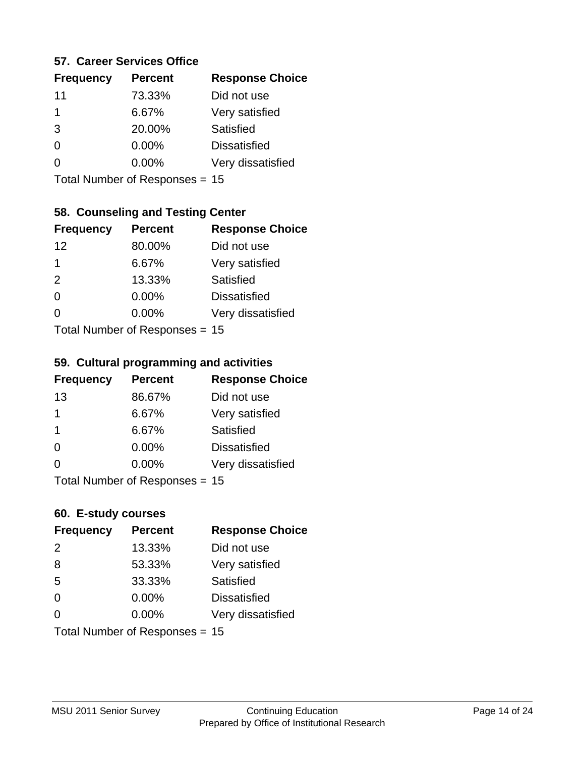### 57. Career Services Office

| Frequency | Percent | Response Choice |
|---|---|---|
| 11 | 73.33% | Did not use |
| 1 | 6.67% | Very satisfied |
| 3 | 20.00% | Satisfied |
| 0 | 0.00% | Dissatisfied |
| 0 | 0.00% | Very dissatisfied |

Total Number of Responses = 15

### 58. Counseling and Testing Center

| Frequency | Percent | Response Choice |
|---|---|---|
| 12 | 80.00% | Did not use |
| 1 | 6.67% | Very satisfied |
| 2 | 13.33% | Satisfied |
| 0 | 0.00% | Dissatisfied |
| 0 | 0.00% | Very dissatisfied |

Total Number of Responses = 15

### 59. Cultural programming and activities

| Frequency | Percent | Response Choice |
|---|---|---|
| 13 | 86.67% | Did not use |
| 1 | 6.67% | Very satisfied |
| 1 | 6.67% | Satisfied |
| 0 | 0.00% | Dissatisfied |
| 0 | 0.00% | Very dissatisfied |

Total Number of Responses = 15

### 60. E-study courses

| Frequency | Percent | Response Choice |
|---|---|---|
| 2 | 13.33% | Did not use |
| 8 | 53.33% | Very satisfied |
| 5 | 33.33% | Satisfied |
| 0 | 0.00% | Dissatisfied |
| 0 | 0.00% | Very dissatisfied |

Total Number of Responses = 15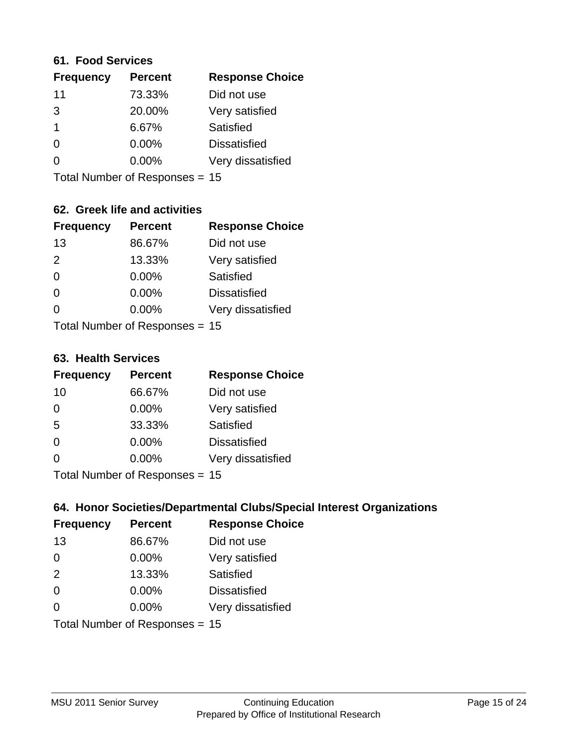### 61. Food Services

| Frequency | Percent | Response Choice |
| --- | --- | --- |
| 11 | 73.33% | Did not use |
| 3 | 20.00% | Very satisfied |
| 1 | 6.67% | Satisfied |
| 0 | 0.00% | Dissatisfied |
| 0 | 0.00% | Very dissatisfied |

Total Number of Responses = 15

### 62. Greek life and activities

| Frequency | Percent | Response Choice |
| --- | --- | --- |
| 13 | 86.67% | Did not use |
| 2 | 13.33% | Very satisfied |
| 0 | 0.00% | Satisfied |
| 0 | 0.00% | Dissatisfied |
| 0 | 0.00% | Very dissatisfied |

Total Number of Responses = 15

### 63. Health Services

| Frequency | Percent | Response Choice |
| --- | --- | --- |
| 10 | 66.67% | Did not use |
| 0 | 0.00% | Very satisfied |
| 5 | 33.33% | Satisfied |
| 0 | 0.00% | Dissatisfied |
| 0 | 0.00% | Very dissatisfied |

Total Number of Responses = 15

### 64. Honor Societies/Departmental Clubs/Special Interest Organizations

| Frequency | Percent | Response Choice |
| --- | --- | --- |
| 13 | 86.67% | Did not use |
| 0 | 0.00% | Very satisfied |
| 2 | 13.33% | Satisfied |
| 0 | 0.00% | Dissatisfied |
| 0 | 0.00% | Very dissatisfied |

Total Number of Responses = 15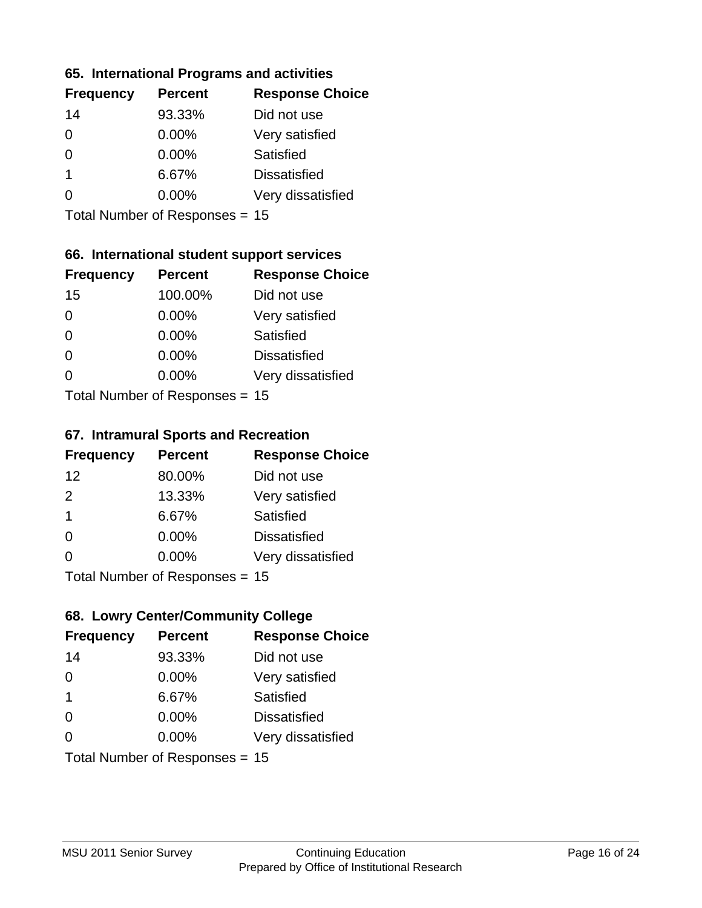### 65. International Programs and activities

| Frequency | Percent | Response Choice |
|---|---|---|
| 14 | 93.33% | Did not use |
| 0 | 0.00% | Very satisfied |
| 0 | 0.00% | Satisfied |
| 1 | 6.67% | Dissatisfied |
| 0 | 0.00% | Very dissatisfied |

Total Number of Responses = 15

### 66. International student support services

| Frequency | Percent | Response Choice |
|---|---|---|
| 15 | 100.00% | Did not use |
| 0 | 0.00% | Very satisfied |
| 0 | 0.00% | Satisfied |
| 0 | 0.00% | Dissatisfied |
| 0 | 0.00% | Very dissatisfied |

Total Number of Responses = 15

### 67. Intramural Sports and Recreation

| Frequency | Percent | Response Choice |
|---|---|---|
| 12 | 80.00% | Did not use |
| 2 | 13.33% | Very satisfied |
| 1 | 6.67% | Satisfied |
| 0 | 0.00% | Dissatisfied |
| 0 | 0.00% | Very dissatisfied |

Total Number of Responses = 15

### 68. Lowry Center/Community College

| Frequency | Percent | Response Choice |
|---|---|---|
| 14 | 93.33% | Did not use |
| 0 | 0.00% | Very satisfied |
| 1 | 6.67% | Satisfied |
| 0 | 0.00% | Dissatisfied |
| 0 | 0.00% | Very dissatisfied |

Total Number of Responses = 15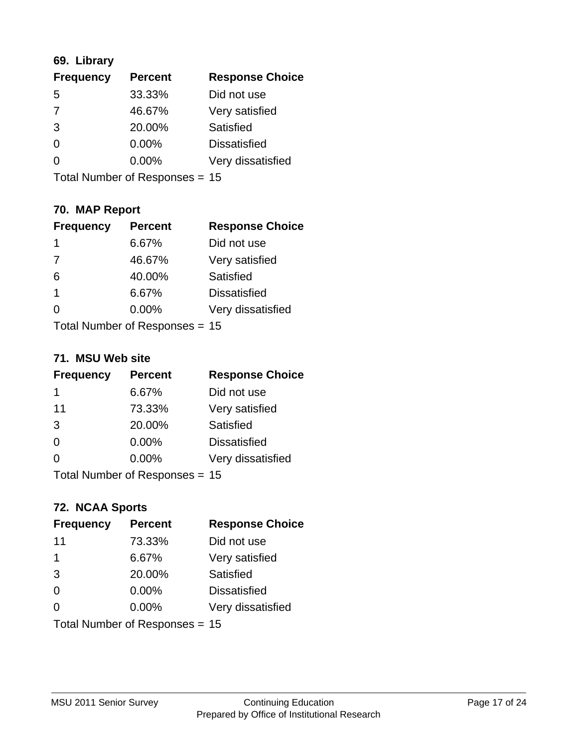### 69. Library

| Frequency | Percent | Response Choice |
|---|---|---|
| 5 | 33.33% | Did not use |
| 7 | 46.67% | Very satisfied |
| 3 | 20.00% | Satisfied |
| 0 | 0.00% | Dissatisfied |
| 0 | 0.00% | Very dissatisfied |

Total Number of Responses = 15

### 70. MAP Report

| Frequency | Percent | Response Choice |
|---|---|---|
| 1 | 6.67% | Did not use |
| 7 | 46.67% | Very satisfied |
| 6 | 40.00% | Satisfied |
| 1 | 6.67% | Dissatisfied |
| 0 | 0.00% | Very dissatisfied |

Total Number of Responses = 15

### 71. MSU Web site

| Frequency | Percent | Response Choice |
|---|---|---|
| 1 | 6.67% | Did not use |
| 11 | 73.33% | Very satisfied |
| 3 | 20.00% | Satisfied |
| 0 | 0.00% | Dissatisfied |
| 0 | 0.00% | Very dissatisfied |

Total Number of Responses = 15

### 72. NCAA Sports

| Frequency | Percent | Response Choice |
|---|---|---|
| 11 | 73.33% | Did not use |
| 1 | 6.67% | Very satisfied |
| 3 | 20.00% | Satisfied |
| 0 | 0.00% | Dissatisfied |
| 0 | 0.00% | Very dissatisfied |

Total Number of Responses = 15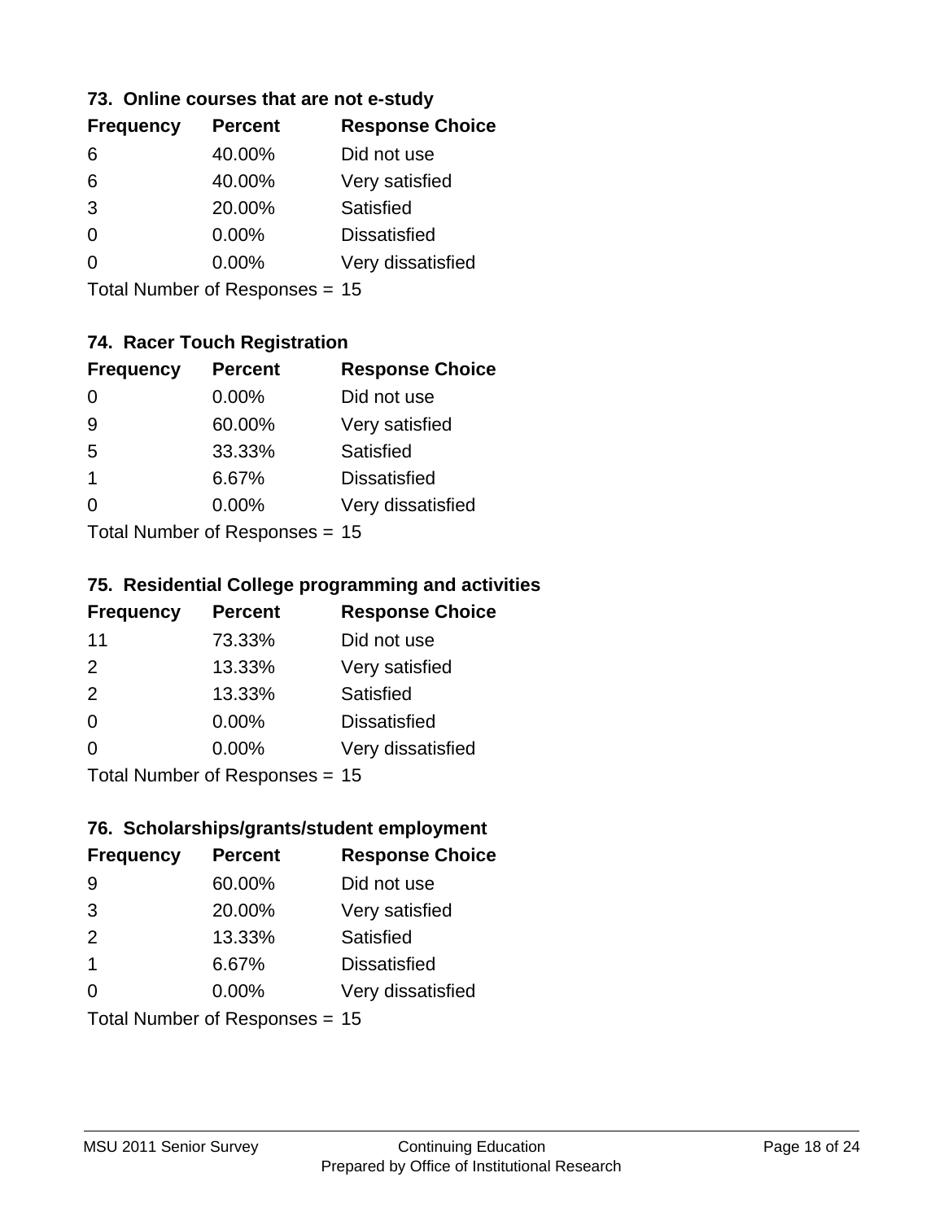### 73. Online courses that are not e-study

| Frequency | Percent | Response Choice |
|---|---|---|
| 6 | 40.00% | Did not use |
| 6 | 40.00% | Very satisfied |
| 3 | 20.00% | Satisfied |
| 0 | 0.00% | Dissatisfied |
| 0 | 0.00% | Very dissatisfied |

Total Number of Responses = 15

### 74. Racer Touch Registration

| Frequency | Percent | Response Choice |
|---|---|---|
| 0 | 0.00% | Did not use |
| 9 | 60.00% | Very satisfied |
| 5 | 33.33% | Satisfied |
| 1 | 6.67% | Dissatisfied |
| 0 | 0.00% | Very dissatisfied |

Total Number of Responses = 15

### 75. Residential College programming and activities

| Frequency | Percent | Response Choice |
|---|---|---|
| 11 | 73.33% | Did not use |
| 2 | 13.33% | Very satisfied |
| 2 | 13.33% | Satisfied |
| 0 | 0.00% | Dissatisfied |
| 0 | 0.00% | Very dissatisfied |

Total Number of Responses = 15

### 76. Scholarships/grants/student employment

| Frequency | Percent | Response Choice |
|---|---|---|
| 9 | 60.00% | Did not use |
| 3 | 20.00% | Very satisfied |
| 2 | 13.33% | Satisfied |
| 1 | 6.67% | Dissatisfied |
| 0 | 0.00% | Very dissatisfied |

Total Number of Responses = 15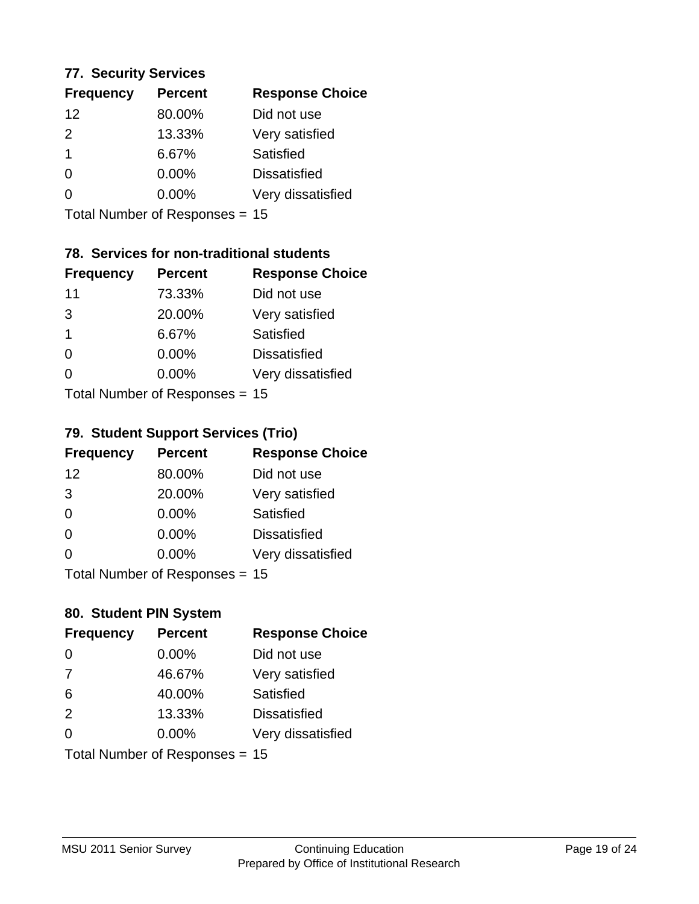### 77. Security Services

| Frequency | Percent | Response Choice |
|---|---|---|
| 12 | 80.00% | Did not use |
| 2 | 13.33% | Very satisfied |
| 1 | 6.67% | Satisfied |
| 0 | 0.00% | Dissatisfied |
| 0 | 0.00% | Very dissatisfied |

Total Number of Responses = 15

### 78. Services for non-traditional students

| Frequency | Percent | Response Choice |
|---|---|---|
| 11 | 73.33% | Did not use |
| 3 | 20.00% | Very satisfied |
| 1 | 6.67% | Satisfied |
| 0 | 0.00% | Dissatisfied |
| 0 | 0.00% | Very dissatisfied |

Total Number of Responses = 15

### 79. Student Support Services (Trio)

| Frequency | Percent | Response Choice |
|---|---|---|
| 12 | 80.00% | Did not use |
| 3 | 20.00% | Very satisfied |
| 0 | 0.00% | Satisfied |
| 0 | 0.00% | Dissatisfied |
| 0 | 0.00% | Very dissatisfied |

Total Number of Responses = 15

### 80. Student PIN System

| Frequency | Percent | Response Choice |
|---|---|---|
| 0 | 0.00% | Did not use |
| 7 | 46.67% | Very satisfied |
| 6 | 40.00% | Satisfied |
| 2 | 13.33% | Dissatisfied |
| 0 | 0.00% | Very dissatisfied |

Total Number of Responses = 15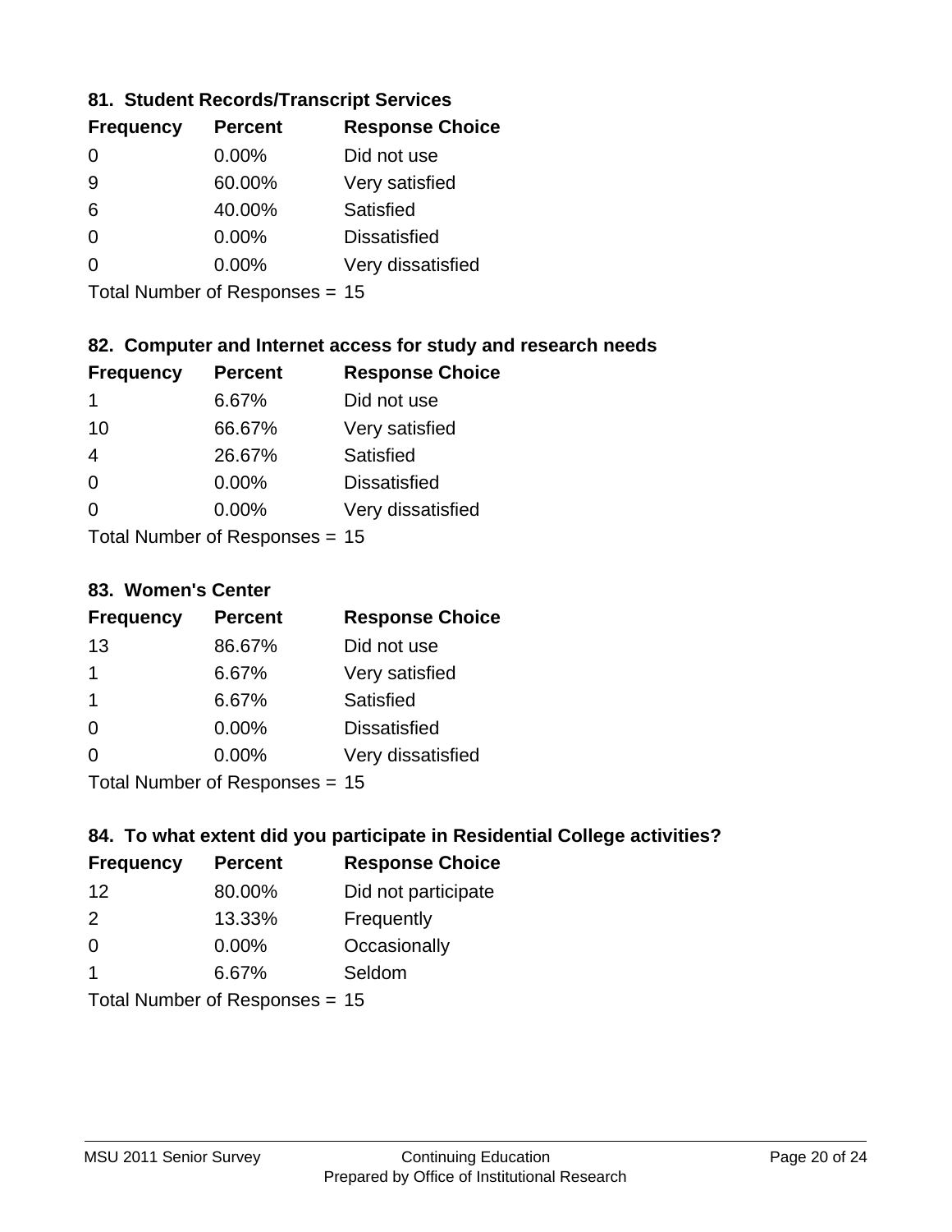### 81. Student Records/Transcript Services

| Frequency | Percent | Response Choice |
|---|---|---|
| 0 | 0.00% | Did not use |
| 9 | 60.00% | Very satisfied |
| 6 | 40.00% | Satisfied |
| 0 | 0.00% | Dissatisfied |
| 0 | 0.00% | Very dissatisfied |

Total Number of Responses = 15

### 82. Computer and Internet access for study and research needs

| Frequency | Percent | Response Choice |
|---|---|---|
| 1 | 6.67% | Did not use |
| 10 | 66.67% | Very satisfied |
| 4 | 26.67% | Satisfied |
| 0 | 0.00% | Dissatisfied |
| 0 | 0.00% | Very dissatisfied |

Total Number of Responses = 15

### 83. Women's Center

| Frequency | Percent | Response Choice |
|---|---|---|
| 13 | 86.67% | Did not use |
| 1 | 6.67% | Very satisfied |
| 1 | 6.67% | Satisfied |
| 0 | 0.00% | Dissatisfied |
| 0 | 0.00% | Very dissatisfied |

Total Number of Responses = 15

### 84. To what extent did you participate in Residential College activities?

| Frequency | Percent | Response Choice |
|---|---|---|
| 12 | 80.00% | Did not participate |
| 2 | 13.33% | Frequently |
| 0 | 0.00% | Occasionally |
| 1 | 6.67% | Seldom |

Total Number of Responses = 15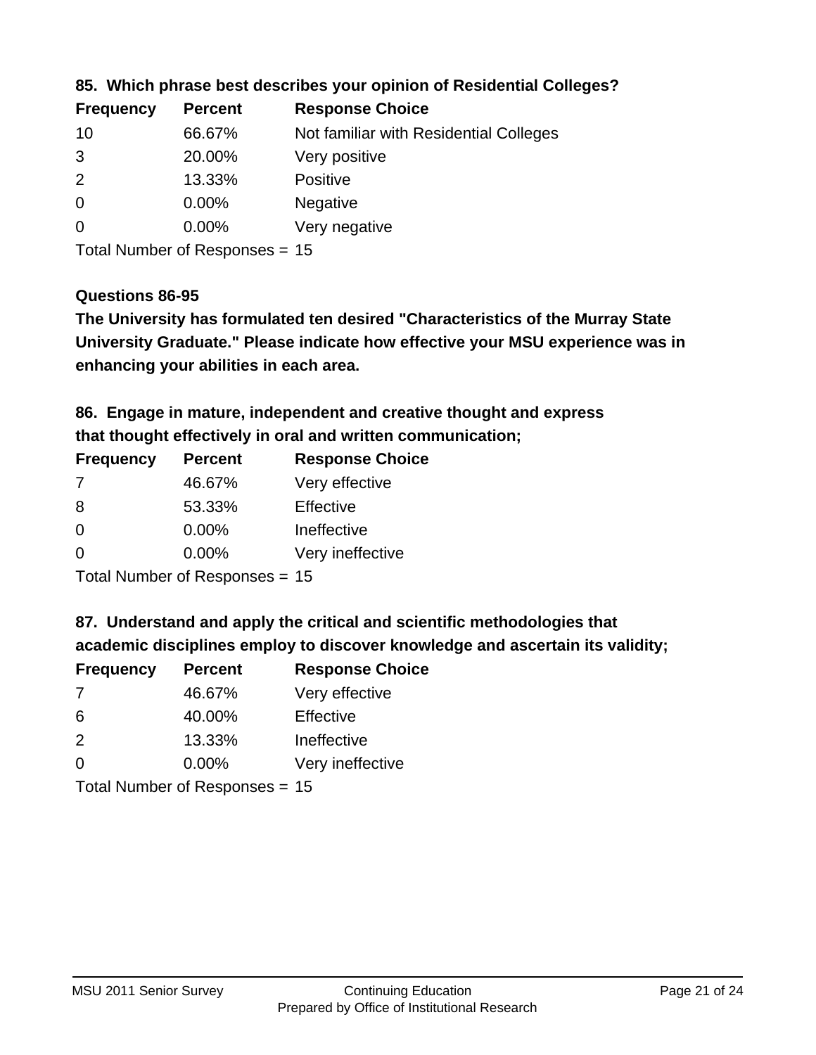### 85. Which phrase best describes your opinion of Residential Colleges?

| Frequency | Percent | Response Choice |
|---|---|---|
| 10 | 66.67% | Not familiar with Residential Colleges |
| 3 | 20.00% | Very positive |
| 2 | 13.33% | Positive |
| 0 | 0.00% | Negative |
| 0 | 0.00% | Very negative |

Total Number of Responses = 15

### Questions 86-95

**The University has formulated ten desired "Characteristics of the Murray State University Graduate." Please indicate how effective your MSU experience was in enhancing your abilities in each area.**

### 86. Engage in mature, independent and creative thought and express that thought effectively in oral and written communication;

| Frequency | Percent | Response Choice |
|---|---|---|
| 7 | 46.67% | Very effective |
| 8 | 53.33% | Effective |
| 0 | 0.00% | Ineffective |
| 0 | 0.00% | Very ineffective |

Total Number of Responses = 15

### 87. Understand and apply the critical and scientific methodologies that academic disciplines employ to discover knowledge and ascertain its validity;

| Frequency | Percent | Response Choice |
|---|---|---|
| 7 | 46.67% | Very effective |
| 6 | 40.00% | Effective |
| 2 | 13.33% | Ineffective |
| 0 | 0.00% | Very ineffective |

Total Number of Responses = 15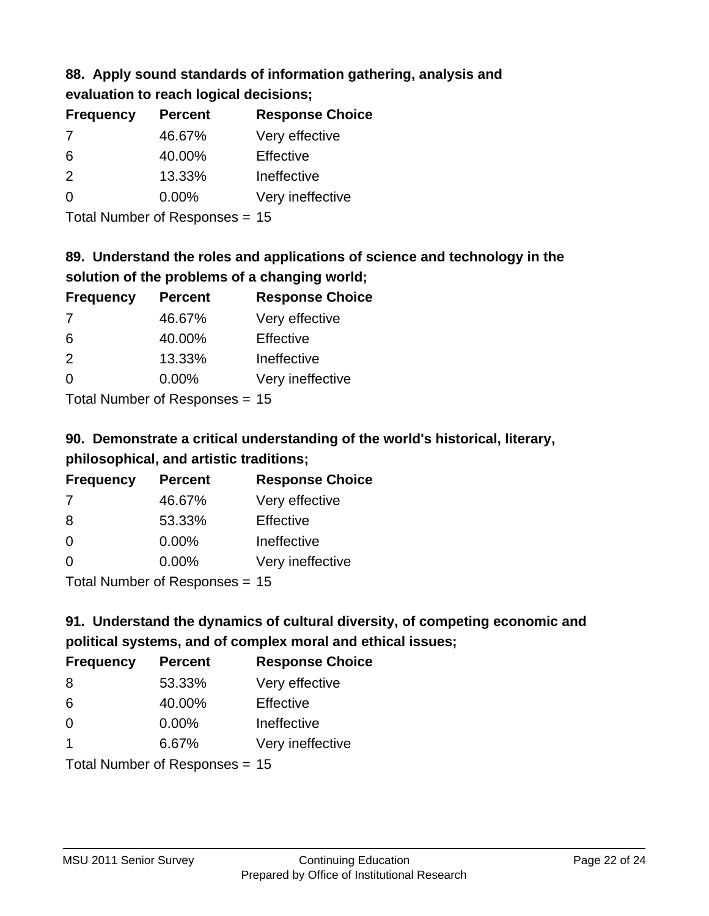### 88. Apply sound standards of information gathering, analysis and evaluation to reach logical decisions;

| Frequency | Percent | Response Choice |
| --- | --- | --- |
| 7 | 46.67% | Very effective |
| 6 | 40.00% | Effective |
| 2 | 13.33% | Ineffective |
| 0 | 0.00% | Very ineffective |

Total Number of Responses = 15

### 89. Understand the roles and applications of science and technology in the solution of the problems of a changing world;

| Frequency | Percent | Response Choice |
| --- | --- | --- |
| 7 | 46.67% | Very effective |
| 6 | 40.00% | Effective |
| 2 | 13.33% | Ineffective |
| 0 | 0.00% | Very ineffective |

Total Number of Responses = 15

### 90. Demonstrate a critical understanding of the world's historical, literary, philosophical, and artistic traditions;

| Frequency | Percent | Response Choice |
| --- | --- | --- |
| 7 | 46.67% | Very effective |
| 8 | 53.33% | Effective |
| 0 | 0.00% | Ineffective |
| 0 | 0.00% | Very ineffective |

Total Number of Responses = 15

### 91. Understand the dynamics of cultural diversity, of competing economic and political systems, and of complex moral and ethical issues;

| Frequency | Percent | Response Choice |
| --- | --- | --- |
| 8 | 53.33% | Very effective |
| 6 | 40.00% | Effective |
| 0 | 0.00% | Ineffective |
| 1 | 6.67% | Very ineffective |

Total Number of Responses = 15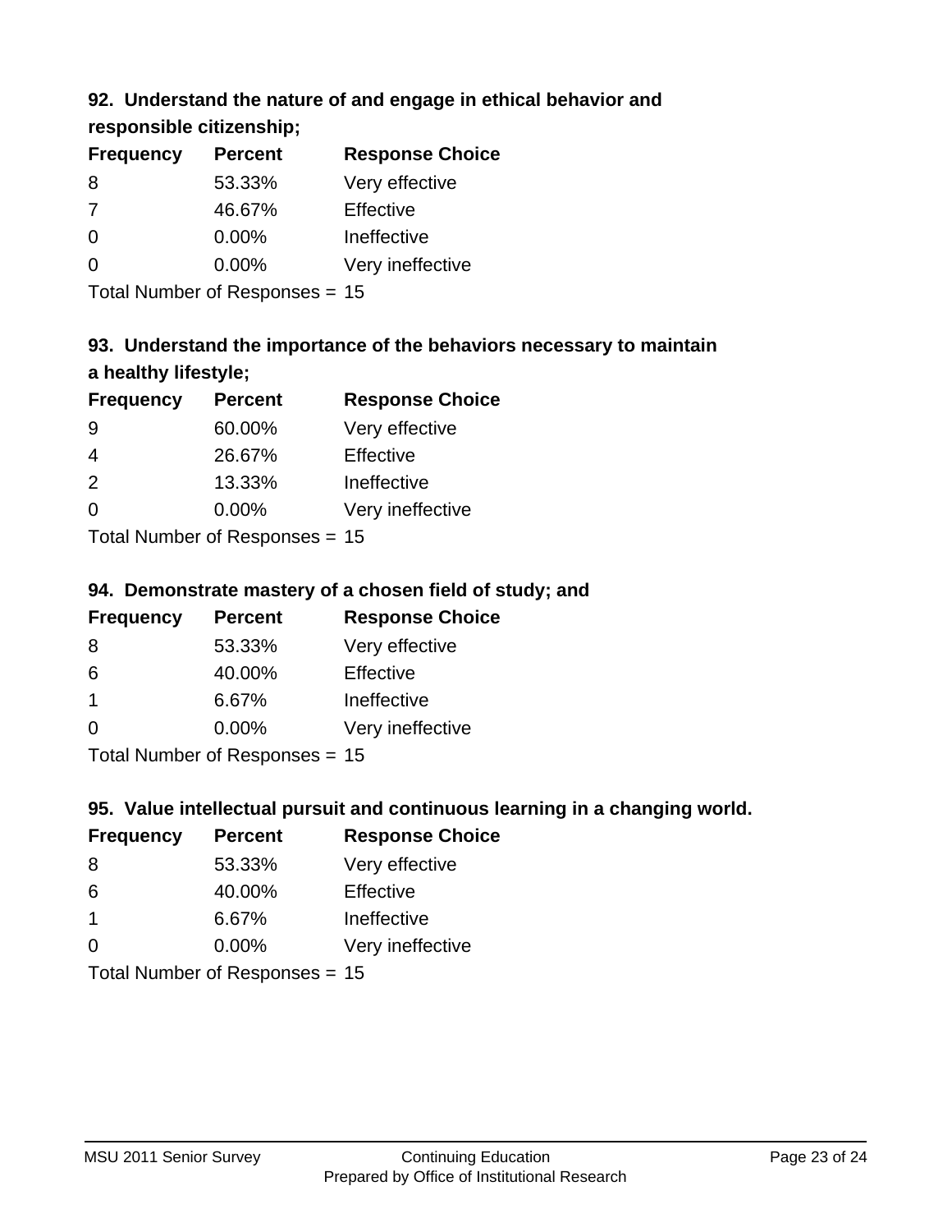### 92. Understand the nature of and engage in ethical behavior and responsible citizenship;

| Frequency | Percent | Response Choice |
|---|---|---|
| 8 | 53.33% | Very effective |
| 7 | 46.67% | Effective |
| 0 | 0.00% | Ineffective |
| 0 | 0.00% | Very ineffective |

Total Number of Responses = 15

### 93. Understand the importance of the behaviors necessary to maintain a healthy lifestyle;

| Frequency | Percent | Response Choice |
|---|---|---|
| 9 | 60.00% | Very effective |
| 4 | 26.67% | Effective |
| 2 | 13.33% | Ineffective |
| 0 | 0.00% | Very ineffective |

Total Number of Responses = 15

### 94. Demonstrate mastery of a chosen field of study; and

| Frequency | Percent | Response Choice |
|---|---|---|
| 8 | 53.33% | Very effective |
| 6 | 40.00% | Effective |
| 1 | 6.67% | Ineffective |
| 0 | 0.00% | Very ineffective |

Total Number of Responses = 15

### 95. Value intellectual pursuit and continuous learning in a changing world.

| Frequency | Percent | Response Choice |
|---|---|---|
| 8 | 53.33% | Very effective |
| 6 | 40.00% | Effective |
| 1 | 6.67% | Ineffective |
| 0 | 0.00% | Very ineffective |

Total Number of Responses = 15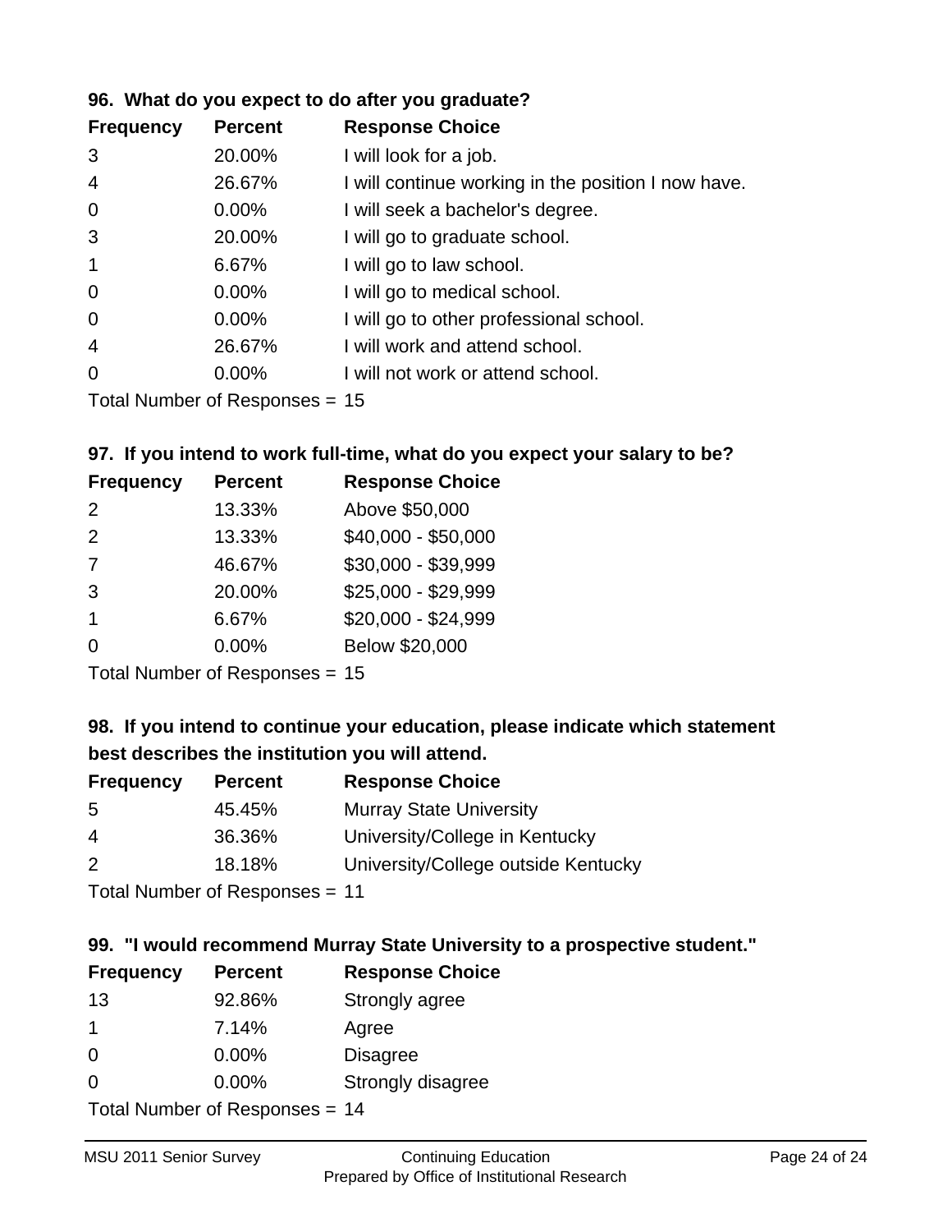### 96. What do you expect to do after you graduate?

| Frequency | Percent | Response Choice |
|---|---|---|
| 3 | 20.00% | I will look for a job. |
| 4 | 26.67% | I will continue working in the position I now have. |
| 0 | 0.00% | I will seek a bachelor's degree. |
| 3 | 20.00% | I will go to graduate school. |
| 1 | 6.67% | I will go to law school. |
| 0 | 0.00% | I will go to medical school. |
| 0 | 0.00% | I will go to other professional school. |
| 4 | 26.67% | I will work and attend school. |
| 0 | 0.00% | I will not work or attend school. |

Total Number of Responses = 15

### 97. If you intend to work full-time, what do you expect your salary to be?

| Frequency | Percent | Response Choice |
|---|---|---|
| 2 | 13.33% | Above $50,000 |
| 2 | 13.33% | $40,000 - $50,000 |
| 7 | 46.67% | $30,000 - $39,999 |
| 3 | 20.00% | $25,000 - $29,999 |
| 1 | 6.67% | $20,000 - $24,999 |
| 0 | 0.00% | Below $20,000 |

Total Number of Responses = 15

### 98. If you intend to continue your education, please indicate which statement best describes the institution you will attend.

| Frequency | Percent | Response Choice |
|---|---|---|
| 5 | 45.45% | Murray State University |
| 4 | 36.36% | University/College in Kentucky |
| 2 | 18.18% | University/College outside Kentucky |

Total Number of Responses = 11

### 99. "I would recommend Murray State University to a prospective student."

| Frequency | Percent | Response Choice |
|---|---|---|
| 13 | 92.86% | Strongly agree |
| 1 | 7.14% | Agree |
| 0 | 0.00% | Disagree |
| 0 | 0.00% | Strongly disagree |

Total Number of Responses = 14